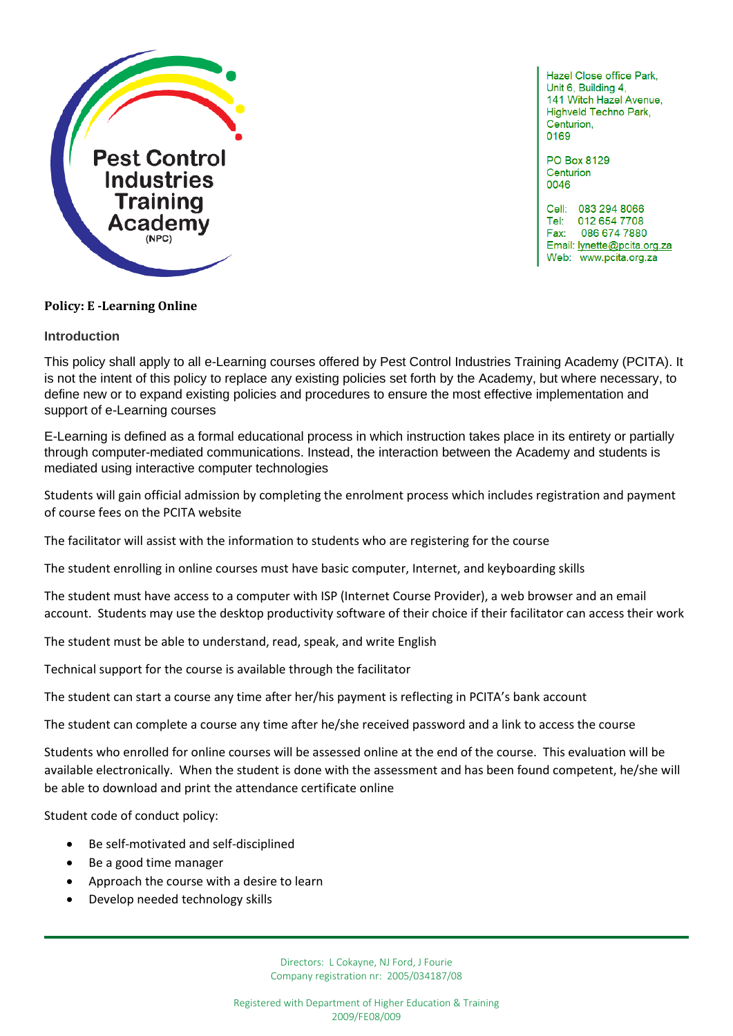Pest Control Industries Training Academy (NPC)

Hazel Close office Park,
Unit 6, Building 4,
141 Witch Hazel Avenue,
Highveld Techno Park,
Centurion,
0169

PO Box 8129
Centurion
0046

Cell: 083 294 8066
Tel: 012 654 7708
Fax: 086 674 7880
Email: lynette@pcita.org.za
Web: www.pcita.org.za

# Policy: E -Learning Online

## Introduction

This policy shall apply to all e-Learning courses offered by Pest Control Industries Training Academy (PCITA). It is not the intent of this policy to replace any existing policies set forth by the Academy, but where necessary, to define new or to expand existing policies and procedures to ensure the most effective implementation and support of e-Learning courses

E-Learning is defined as a formal educational process in which instruction takes place in its entirety or partially through computer-mediated communications. Instead, the interaction between the Academy and students is mediated using interactive computer technologies

Students will gain official admission by completing the enrolment process which includes registration and payment of course fees on the PCITA website

The facilitator will assist with the information to students who are registering for the course

The student enrolling in online courses must have basic computer, Internet, and keyboarding skills

The student must have access to a computer with ISP (Internet Course Provider), a web browser and an email account. Students may use the desktop productivity software of their choice if their facilitator can access their work

The student must be able to understand, read, speak, and write English

Technical support for the course is available through the facilitator

The student can start a course any time after her/his payment is reflecting in PCITA's bank account

The student can complete a course any time after he/she received password and a link to access the course

Students who enrolled for online courses will be assessed online at the end of the course. This evaluation will be available electronically. When the student is done with the assessment and has been found competent, he/she will be able to download and print the attendance certificate online

Student code of conduct policy:

- Be self-motivated and self-disciplined
- Be a good time manager
- Approach the course with a desire to learn
- Develop needed technology skills

Directors: L Cokayne, NJ Ford, J Fourie
Company registration nr: 2005/034187/08

Registered with Department of Higher Education & Training
2009/FE08/009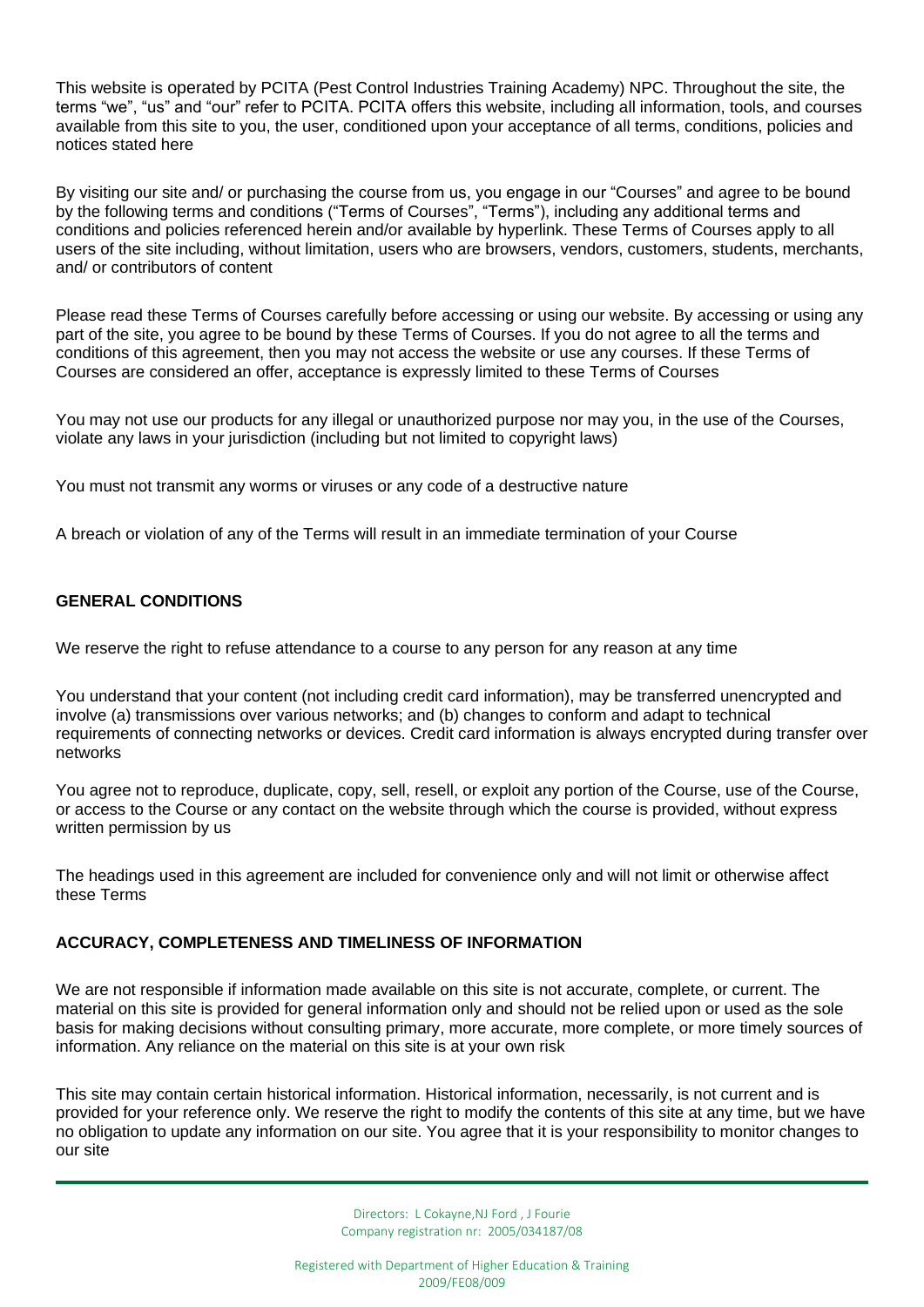This website is operated by PCITA (Pest Control Industries Training Academy) NPC. Throughout the site, the terms "we", "us" and "our" refer to PCITA. PCITA offers this website, including all information, tools, and courses available from this site to you, the user, conditioned upon your acceptance of all terms, conditions, policies and notices stated here

By visiting our site and/ or purchasing the course from us, you engage in our "Courses" and agree to be bound by the following terms and conditions ("Terms of Courses", "Terms"), including any additional terms and conditions and policies referenced herein and/or available by hyperlink. These Terms of Courses apply to all users of the site including, without limitation, users who are browsers, vendors, customers, students, merchants, and/ or contributors of content

Please read these Terms of Courses carefully before accessing or using our website. By accessing or using any part of the site, you agree to be bound by these Terms of Courses. If you do not agree to all the terms and conditions of this agreement, then you may not access the website or use any courses. If these Terms of Courses are considered an offer, acceptance is expressly limited to these Terms of Courses

You may not use our products for any illegal or unauthorized purpose nor may you, in the use of the Courses, violate any laws in your jurisdiction (including but not limited to copyright laws)

You must not transmit any worms or viruses or any code of a destructive nature

A breach or violation of any of the Terms will result in an immediate termination of your Course

**GENERAL CONDITIONS**

We reserve the right to refuse attendance to a course to any person for any reason at any time

You understand that your content (not including credit card information), may be transferred unencrypted and involve (a) transmissions over various networks; and (b) changes to conform and adapt to technical requirements of connecting networks or devices. Credit card information is always encrypted during transfer over networks

You agree not to reproduce, duplicate, copy, sell, resell, or exploit any portion of the Course, use of the Course, or access to the Course or any contact on the website through which the course is provided, without express written permission by us

The headings used in this agreement are included for convenience only and will not limit or otherwise affect these Terms

**ACCURACY, COMPLETENESS AND TIMELINESS OF INFORMATION**

We are not responsible if information made available on this site is not accurate, complete, or current. The material on this site is provided for general information only and should not be relied upon or used as the sole basis for making decisions without consulting primary, more accurate, more complete, or more timely sources of information. Any reliance on the material on this site is at your own risk

This site may contain certain historical information. Historical information, necessarily, is not current and is provided for your reference only. We reserve the right to modify the contents of this site at any time, but we have no obligation to update any information on our site. You agree that it is your responsibility to monitor changes to our site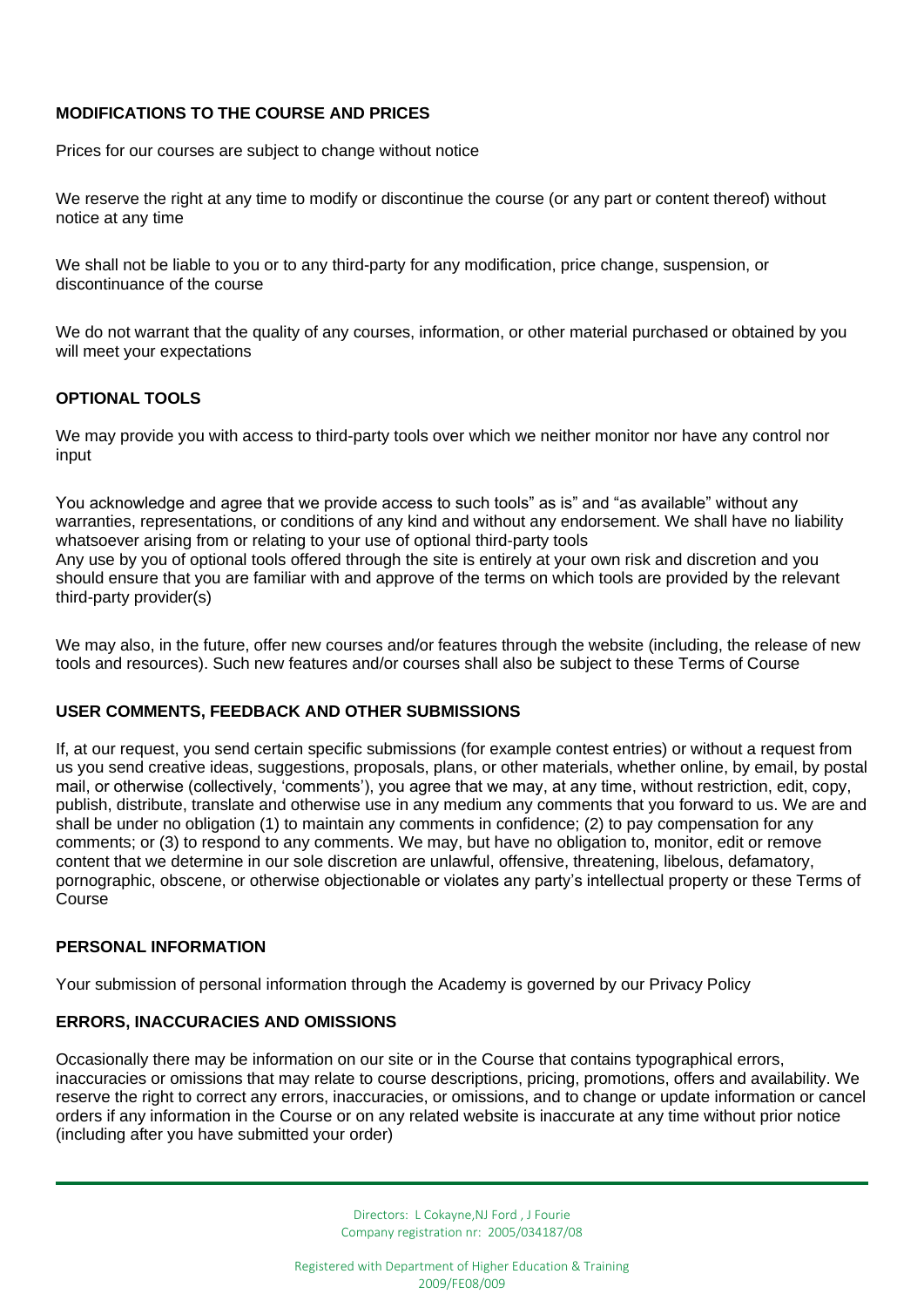**MODIFICATIONS TO THE COURSE AND PRICES**

Prices for our courses are subject to change without notice

We reserve the right at any time to modify or discontinue the course (or any part or content thereof) without notice at any time

We shall not be liable to you or to any third-party for any modification, price change, suspension, or discontinuance of the course

We do not warrant that the quality of any courses, information, or other material purchased or obtained by you will meet your expectations

**OPTIONAL TOOLS**

We may provide you with access to third-party tools over which we neither monitor nor have any control nor input

You acknowledge and agree that we provide access to such tools" as is" and "as available" without any warranties, representations, or conditions of any kind and without any endorsement. We shall have no liability whatsoever arising from or relating to your use of optional third-party tools
Any use by you of optional tools offered through the site is entirely at your own risk and discretion and you should ensure that you are familiar with and approve of the terms on which tools are provided by the relevant third-party provider(s)

We may also, in the future, offer new courses and/or features through the website (including, the release of new tools and resources). Such new features and/or courses shall also be subject to these Terms of Course

**USER COMMENTS, FEEDBACK AND OTHER SUBMISSIONS**

If, at our request, you send certain specific submissions (for example contest entries) or without a request from us you send creative ideas, suggestions, proposals, plans, or other materials, whether online, by email, by postal mail, or otherwise (collectively, 'comments'), you agree that we may, at any time, without restriction, edit, copy, publish, distribute, translate and otherwise use in any medium any comments that you forward to us. We are and shall be under no obligation (1) to maintain any comments in confidence; (2) to pay compensation for any comments; or (3) to respond to any comments. We may, but have no obligation to, monitor, edit or remove content that we determine in our sole discretion are unlawful, offensive, threatening, libelous, defamatory, pornographic, obscene, or otherwise objectionable or violates any party's intellectual property or these Terms of Course

**PERSONAL INFORMATION**

Your submission of personal information through the Academy is governed by our Privacy Policy

**ERRORS, INACCURACIES AND OMISSIONS**

Occasionally there may be information on our site or in the Course that contains typographical errors, inaccuracies or omissions that may relate to course descriptions, pricing, promotions, offers and availability. We reserve the right to correct any errors, inaccuracies, or omissions, and to change or update information or cancel orders if any information in the Course or on any related website is inaccurate at any time without prior notice (including after you have submitted your order)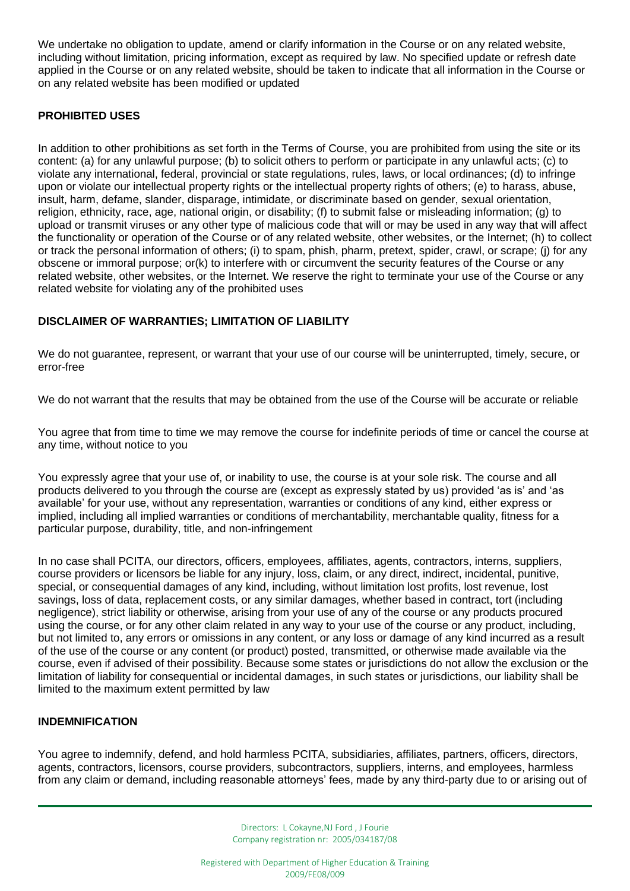We undertake no obligation to update, amend or clarify information in the Course or on any related website, including without limitation, pricing information, except as required by law. No specified update or refresh date applied in the Course or on any related website, should be taken to indicate that all information in the Course or on any related website has been modified or updated

**PROHIBITED USES**

In addition to other prohibitions as set forth in the Terms of Course, you are prohibited from using the site or its content: (a) for any unlawful purpose; (b) to solicit others to perform or participate in any unlawful acts; (c) to violate any international, federal, provincial or state regulations, rules, laws, or local ordinances; (d) to infringe upon or violate our intellectual property rights or the intellectual property rights of others; (e) to harass, abuse, insult, harm, defame, slander, disparage, intimidate, or discriminate based on gender, sexual orientation, religion, ethnicity, race, age, national origin, or disability; (f) to submit false or misleading information; (g) to upload or transmit viruses or any other type of malicious code that will or may be used in any way that will affect the functionality or operation of the Course or of any related website, other websites, or the Internet; (h) to collect or track the personal information of others; (i) to spam, phish, pharm, pretext, spider, crawl, or scrape; (j) for any obscene or immoral purpose; or(k) to interfere with or circumvent the security features of the Course or any related website, other websites, or the Internet. We reserve the right to terminate your use of the Course or any related website for violating any of the prohibited uses

**DISCLAIMER OF WARRANTIES; LIMITATION OF LIABILITY**

We do not guarantee, represent, or warrant that your use of our course will be uninterrupted, timely, secure, or error-free

We do not warrant that the results that may be obtained from the use of the Course will be accurate or reliable

You agree that from time to time we may remove the course for indefinite periods of time or cancel the course at any time, without notice to you

You expressly agree that your use of, or inability to use, the course is at your sole risk. The course and all products delivered to you through the course are (except as expressly stated by us) provided 'as is' and 'as available' for your use, without any representation, warranties or conditions of any kind, either express or implied, including all implied warranties or conditions of merchantability, merchantable quality, fitness for a particular purpose, durability, title, and non-infringement

In no case shall PCITA, our directors, officers, employees, affiliates, agents, contractors, interns, suppliers, course providers or licensors be liable for any injury, loss, claim, or any direct, indirect, incidental, punitive, special, or consequential damages of any kind, including, without limitation lost profits, lost revenue, lost savings, loss of data, replacement costs, or any similar damages, whether based in contract, tort (including negligence), strict liability or otherwise, arising from your use of any of the course or any products procured using the course, or for any other claim related in any way to your use of the course or any product, including, but not limited to, any errors or omissions in any content, or any loss or damage of any kind incurred as a result of the use of the course or any content (or product) posted, transmitted, or otherwise made available via the course, even if advised of their possibility. Because some states or jurisdictions do not allow the exclusion or the limitation of liability for consequential or incidental damages, in such states or jurisdictions, our liability shall be limited to the maximum extent permitted by law

**INDEMNIFICATION**

You agree to indemnify, defend, and hold harmless PCITA, subsidiaries, affiliates, partners, officers, directors, agents, contractors, licensors, course providers, subcontractors, suppliers, interns, and employees, harmless from any claim or demand, including reasonable attorneys' fees, made by any third-party due to or arising out of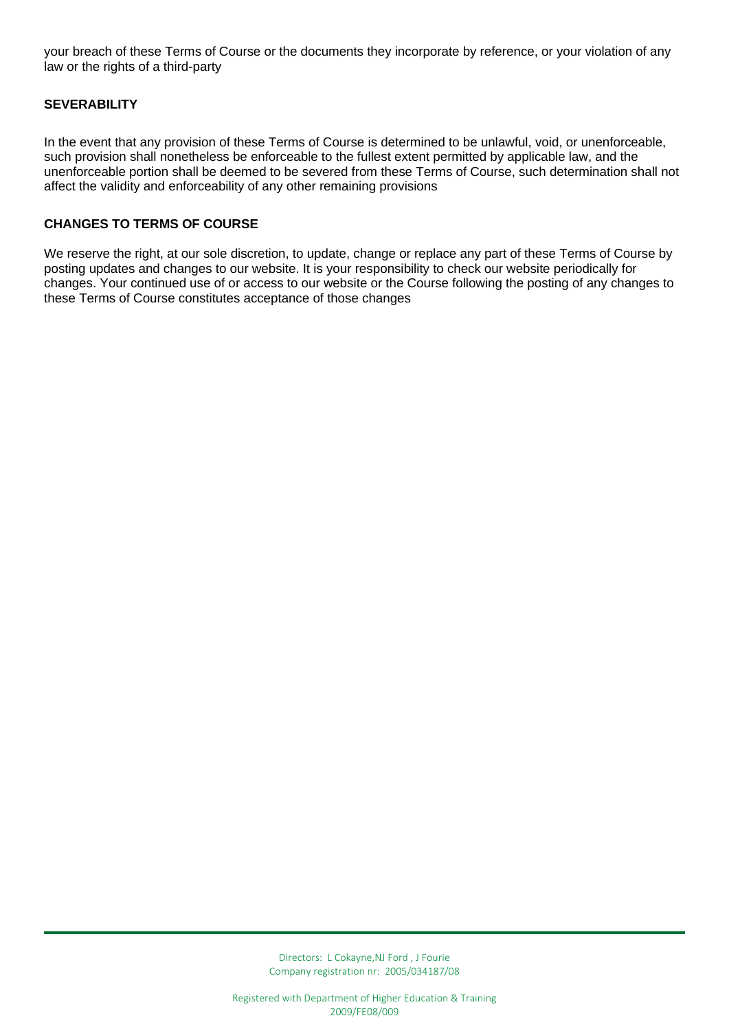your breach of these Terms of Course or the documents they incorporate by reference, or your violation of any law or the rights of a third-party

**SEVERABILITY**

In the event that any provision of these Terms of Course is determined to be unlawful, void, or unenforceable, such provision shall nonetheless be enforceable to the fullest extent permitted by applicable law, and the unenforceable portion shall be deemed to be severed from these Terms of Course, such determination shall not affect the validity and enforceability of any other remaining provisions

**CHANGES TO TERMS OF COURSE**

We reserve the right, at our sole discretion, to update, change or replace any part of these Terms of Course by posting updates and changes to our website. It is your responsibility to check our website periodically for changes. Your continued use of or access to our website or the Course following the posting of any changes to these Terms of Course constitutes acceptance of those changes